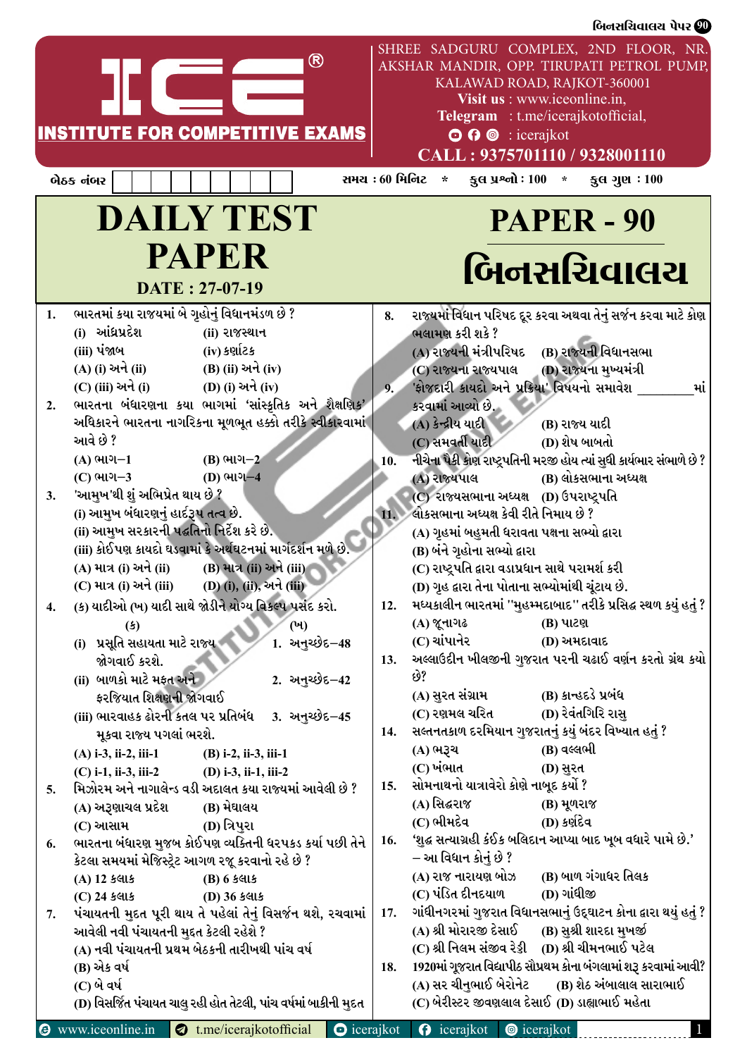# ICE® INSTITUTE FOR COMPETITIVE EXAMS

SHREE SADGURU COMPLEX, 2ND FLOOR, NR. AKSHAR MANDIR, OPP. TIRUPATI PETROL PUMP, KALAWAD ROAD, RAJKOT-360001
**Visit us** : www.iceonline.in,
**Telegram** : t.me/icerajkotofficial,
: icerajkot
**CALL : 9375701110 / 9328001110**

બેઠક નંબર | | | | | | | | | |

સમય : 60 મિનિટ * કુલ પ્રશ્નો : 100 * કુલ ગુણ : 100

# DAILY TEST PAPER

**DATE : 27-07-19**

# PAPER - 90

# બિનસચિવાલય

1. ભારતમાં કયા રાજ્યમાં બે ગૃહોનું વિધાનમંડળ છે ?
   (i) આંધ્રપ્રદેશ (ii) રાજસ્થાન
   (iii) પંજાબ (iv) કર્ણાટક
   (A) (i) અને (ii) (B) (ii) અને (iv)
   (C) (iii) અને (i) (D) (i) અને (iv)

2. ભારતના બંધારણના કયા ભાગમાં 'સાંસ્કૃતિક અને શૈક્ષણિક' અધિકારને ભારતના નાગરિકના મૂળભૂત હક્કો તરીકે સ્વીકારવામાં આવે છે ?
   (A) ભાગ-1 (B) ભાગ-2
   (C) ભાગ-3 (D) ભાગ-4

3. 'આમુખ'થી શું અભિપ્રેત થાય છે ?
   (i) આમુખ બંધારણનું હાર્દરૂપ તત્વ છે.
   (ii) આમુખ સરકારની પદ્ધતિનો નિર્દેશ કરે છે.
   (iii) કોઈપણ કાયદો ઘડવામાં કે અર્થઘટનમાં માર્ગદર્શન મળે છે.
   (A) માત્ર (i) અને (ii) (B) માત્ર (ii) અને (iii)
   (C) માત્ર (i) અને (iii) (D) (i), (ii), અને (iii)

4. (ક) યાદીઓ (ખ) યાદી સાથે જોડીને યોગ્ય વિકલ્પ પસંદ કરો.

| (ક) | (ખ) |
|---|---|
| (i) પ્રસૂતિ સહાયતા માટે રાજ્ય જોગવાઈ કરશે. | 1. અનુચ્છેદ-48 |
| (ii) બાળકો માટે મફત અને ફરજિયાત શિક્ષણની જોગવાઈ | 2. અનુચ્છેદ-42 |
| (iii) ભારવાહક ઢોરની કતલ પર પ્રતિબંધ મૂકવા રાજ્ય પગલાં ભરશે. | 3. અનુચ્છેદ-45 |

   (A) i-3, ii-2, iii-1 (B) i-2, ii-3, iii-1
   (C) i-1, ii-3, iii-2 (D) i-3, ii-1, iii-2

5. મિઝોરમ અને નાગાલેન્ડ વડી અદાલત કયા રાજ્યમાં આવેલી છે ?
   (A) અરૂણાચલ પ્રદેશ (B) મેઘાલય
   (C) આસામ (D) ત્રિપુરા

6. ભારતના બંધારણ મુજબ કોઈપણ વ્યક્તિની ધરપકડ કર્યા પછી તેને કેટલા સમયમાં મેજિસ્ટ્રેટ આગળ રજૂ કરવાનો રહે છે ?
   (A) 12 કલાક (B) 6 કલાક
   (C) 24 કલાક (D) 36 કલાક

7. પંચાયતની મુદત પૂરી થાય તે પહેલાં તેનું વિસર્જન થશે, રચવામાં આવેલી નવી પંચાયતની મુદત કેટલી રહેશે ?
   (A) નવી પંચાયતની પ્રથમ બેઠકની તારીખથી પાંચ વર્ષ
   (B) એક વર્ષ
   (C) બે વર્ષ
   (D) વિસર્જિત પંચાયત ચાલુ રહી હોત તેટલી, પાંચ વર્ષમાં બાકીની મુદત

8. રાજ્યમાં વિધાન પરિષદ દૂર કરવા અથવા તેનું સર્જન કરવા માટે કોણ ભલામણ કરી શકે ?
   (A) રાજ્યની મંત્રીપરિષદ (B) રાજ્યની વિધાનસભા
   (C) રાજ્યના રાજ્યપાલ (D) રાજ્યના મુખ્યમંત્રી

9. 'ફોજદારી કાયદો અને પ્રક્રિયા' વિષયનો સમાવેશ ________ માં કરવામાં આવ્યો છે.
   (A) કેન્દ્રીય યાદી (B) રાજ્ય યાદી
   (C) સમવર્તી યાદી (D) શેષ બાબતો

10. નીચેના પૈકી કોણ રાષ્ટ્રપતિની મરજી હોય ત્યાં સુધી કાર્યભાર સંભાળે છે ?
    (A) રાજ્યપાલ (B) લોકસભાના અધ્યક્ષ
    (C) રાજ્યસભાના અધ્યક્ષ (D) ઉપરાષ્ટ્રપતિ

11. લોકસભાના અધ્યક્ષ કેવી રીતે નિમાય છે ?
    (A) ગૃહમાં બહુમતી ધરાવતા પક્ષના સભ્યો દ્વારા
    (B) બંને ગૃહોના સભ્યો દ્વારા
    (C) રાષ્ટ્રપતિ દ્વારા વડાપ્રધાન સાથે પરામર્શ કરી
    (D) ગૃહ દ્વારા તેના પોતાના સભ્યોમાંથી ચૂંટાય છે.

12. મધ્યકાલીન ભારતમાં "મુહમ્મદાબાદ" તરીકે પ્રસિદ્ધ સ્થળ કયું હતું ?
    (A) જૂનાગઢ (B) પાટણ
    (C) ચાંપાનેર (D) અમદાવાદ

13. અલ્લાઉદીન ખીલજીની ગુજરાત પરની ચઢાઈ વર્ણન કરતો ગ્રંથ કયો છે?
    (A) સુરત સંગ્રામ (B) કાન્હડદે પ્રબંધ
    (C) રણમલ ચરિત (D) રેવંતગિરિ રાસુ

14. સલ્તનતકાળ દરમિયાન ગુજરાતનું કયું બંદર વિખ્યાત હતું ?
    (A) ભરૂચ (B) વલ્લભી
    (C) ખંભાત (D) સુરત

15. સોમનાથનો યાત્રાવેરો કોણે નાબૂદ કર્યો ?
    (A) સિદ્ધરાજ (B) મૂળરાજ
    (C) ભીમદેવ (D) કર્ણદેવ

16. 'શુદ્ધ સત્યાગ્રહી કંઈક બલિદાન આપ્યા બાદ ખૂબ વધારે પામે છે.' – આ વિધાન કોનું છે ?
    (A) રાજ નારાયણ બોઝ (B) બાળ ગંગાધર તિલક
    (C) પંડિત દીનદયાળ (D) ગાંધીજી

17. ગાંધીનગરમાં ગુજરાત વિધાનસભાનું ઉદ્‌ઘાટન કોના દ્વારા થયું હતું ?
    (A) શ્રી મોરારજી દેસાઈ (B) સુશ્રી શારદા મુખર્જી
    (C) શ્રી નિલમ સંજીવ રેડ્ડી (D) શ્રી ચીમનભાઈ પટેલ

18. 1920માં ગુજરાત વિદ્યાપીઠ સૌપ્રથમ કોના બંગલામાં શરૂ કરવામાં આવી?
    (A) સર ચીનુભાઈ બેરોનેટ (B) શેઠ અંબાલાલ સારાભાઈ
    (C) બેરીસ્ટર જીવણલાલ દેસાઈ (D) ડાહ્યાભાઈ મહેતા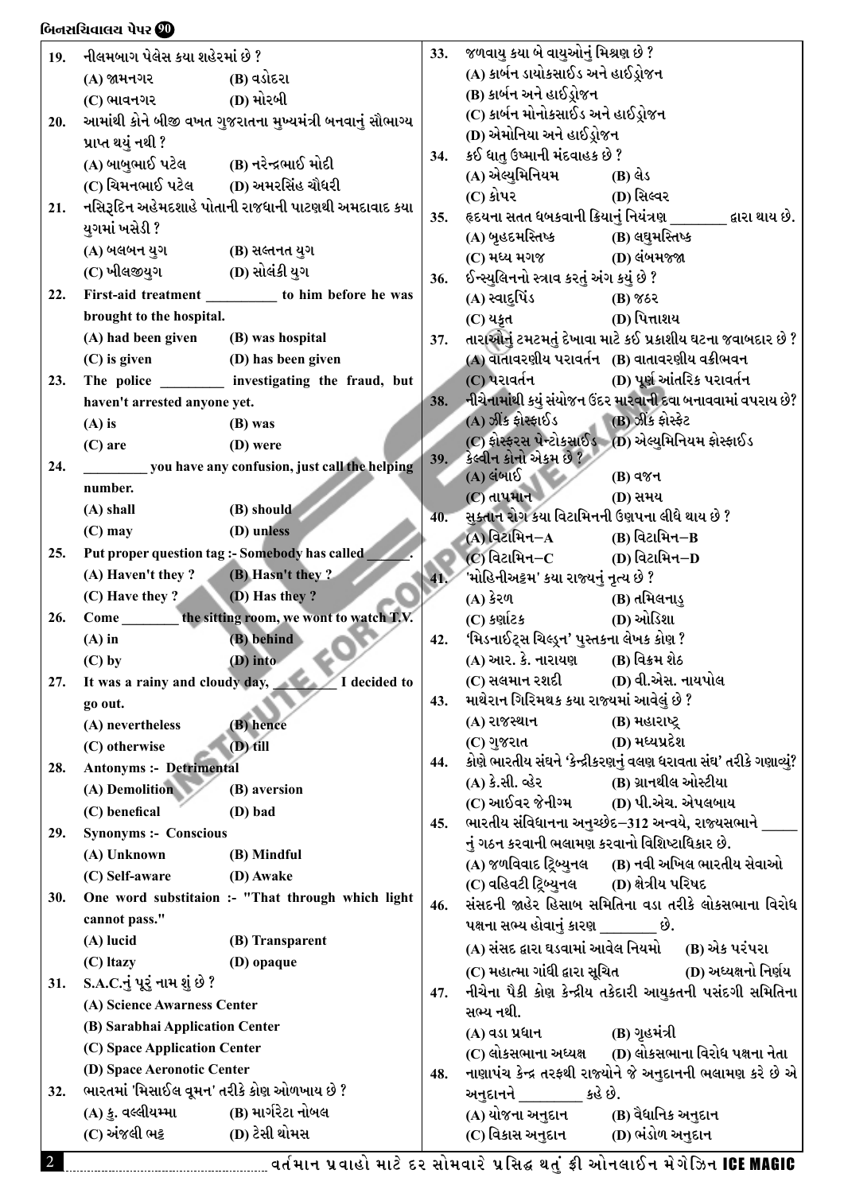19. નીલમબાગ પેલેસ કયા શહેરમાં છે ?
(A) જામનગર (B) વડોદરા
(C) ભાવનગર (D) મોરબી

20. આમાંથી કોને બીજી વખત ગુજરાતના મુખ્યમંત્રી બનવાનું સૌભાગ્ય પ્રાપ્ત થયું નથી ?
(A) બાબુભાઈ પટેલ (B) નરેન્દ્રભાઈ મોદી
(C) ચિમનભાઈ પટેલ (D) અમરસિંહ ચૌધરી

21. નસિરૂદિન અહેમદશાહે પોતાની રાજધાની પાટણથી અમદાવાદ કયા યુગમાં ખસેડી ?
(A) બલબન યુગ (B) સલ્તનત યુગ
(C) ખીલજીયુગ (D) સોલંકી યુગ

22. First-aid treatment __________ to him before he was brought to the hospital.
(A) had been given (B) was hospital
(C) is given (D) has been given

23. The police _________ investigating the fraud, but haven't arrested anyone yet.
(A) is (B) was
(C) are (D) were

24. _________ you have any confusion, just call the helping number.
(A) shall (B) should
(C) may (D) unless

25. Put proper question tag :- Somebody has called______.
(A) Haven't they ? (B) Hasn't they ?
(C) Have they ? (D) Has they ?

26. Come ________ the sitting room, we wont to watch T.V.
(A) in (B) behind
(C) by (D) into

27. It was a rainy and cloudy day, ________ I decided to go out.
(A) nevertheless (B) hence
(C) otherwise (D) till

28. Antonyms :- Detrimental
(A) Demolition (B) aversion
(C) benefical (D) bad

29. Synonyms :- Conscious
(A) Unknown (B) Mindful
(C) Self-aware (D) Awake

30. One word substitaion :- "That through which light cannot pass."
(A) lucid (B) Transparent
(C) ltazy (D) opaque

31. S.A.C.નું પૂરું નામ શું છે ?
(A) Science Awarness Center
(B) Sarabhai Application Center
(C) Space Application Center
(D) Space Aeronotic Center

32. ભારતમાં 'મિસાઈલ વૂમન' તરીકે કોણ ઓળખાય છે ?
(A) કુ. વલ્લીયમ્મા (B) માર્ગરેટા નોબલ
(C) અંજલી ભટ્ટ (D) ટેસી થોમસ

33. જળવાયુ કયા બે વાયુઓનું મિશ્રણ છે ?
(A) કાર્બન ડાયોક્સાઈડ અને હાઈડ્રોજન
(B) કાર્બન અને હાઈડ્રોજન
(C) કાર્બન મોનોક્સાઈડ અને હાઈડ્રોજન
(D) એમોનિયા અને હાઈડ્રોજન

34. કઈ ધાતુ ઉષ્માની મંદવાહક છે ?
(A) એલ્યુમિનિયમ (B) લેડ
(C) કોપર (D) સિલ્વર

35. હૃદયના સતત ધબકવાની ક્રિયાનું નિયંત્રણ ________ દ્વારા થાય છે.
(A) બૃહદમસ્તિષ્ક (B) લઘુમસ્તિષ્ક
(C) મધ્ય મગજ (D) લંબમજ્જા

36. ઈન્સ્યુલિનનો સ્ત્રાવ કરતું અંગ કયું છે ?
(A) સ્વાદુપિંડ (B) જઠર
(C) યકૃત (D) પિત્તાશય

37. તારાઓનું ટમટમતું દેખાવા માટે કઈ પ્રકાશીય ઘટના જવાબદાર છે ?
(A) વાતાવરણીય પરાવર્તન (B) વાતાવરણીય વક્રીભવન
(C) પરાવર્તન (D) પૂર્ણ આંતરિક પરાવર્તન

38. નીચેનામાંથી કયું સંયોજન ઉંદર મારવાની દવા બનાવવામાં વપરાય છે?
(A) ઝીક ફોસ્ફાઈડ (B) ઝીક ફોસ્ફેટ
(C) ફોસ્ફરસ પેન્ટોક્સાઈડ (D) એલ્યુમિનિયમ ફોસ્ફાઈડ

39. કેલ્વીન કોનો એકમ છે ?
(A) લંબાઈ (B) વજન
(C) તાપમાન (D) સમય

40. સુકતાન રોગ કયા વિટામિનની ઉણપના લીધે થાય છે ?
(A) વિટામિન–A (B) વિટામિન–B
(C) વિટામિન–C (D) વિટામિન–D

41. 'મોહિનીઅટ્ટમ' કયા રાજ્યનું નૃત્ય છે ?
(A) કેરળ (B) તમિલનાડુ
(C) કર્ણાટક (D) ઓડિશા

42. 'મિડનાઈટ્સ ચિલ્ડ્રન' પુસ્તકના લેખક કોણ ?
(A) આર. કે. નારાયણ (B) વિક્રમ શેઠ
(C) સલમાન રશદી (D) વી.એસ. નાયપોલ

43. માથેરાન ગિરિમથક કયા રાજ્યમાં આવેલું છે ?
(A) રાજસ્થાન (B) મહારાષ્ટ્ર
(C) ગુજરાત (D) મધ્યપ્રદેશ

44. કોણે ભારતીય સંઘને 'કેન્દ્રીકરણનું વલણ ધરાવતા સંઘ' તરીકે ગણાવ્યું?
(A) કે.સી. વ્હેર (B) ગ્રાનવીલ ઓસ્ટીયા
(C) આઈવર જેનીગ્મ (D) પી.એચ. એપલબાય

45. ભારતીય સંવિધાનના અનુચ્છેદ–312 અન્વયે, રાજ્યસભાને _____ નું ગઠન કરવાની ભલામણ કરવાનો વિશિષ્ટાધિકાર છે.
(A) જળવિવાદ ટ્રિબ્યુનલ (B) નવી અખિલ ભારતીય સેવાઓ
(C) વહિવટી ટ્રિબ્યુનલ (D) ક્ષેત્રીય પરિષદ

46. સંસદની જાહેર હિસાબ સમિતિના વડા તરીકે લોકસભાના વિરોધ પક્ષના સભ્ય હોવાનું કારણ ________ છે.
(A) સંસદ દ્વારા ઘડવામાં આવેલ નિયમો (B) એક પરંપરા
(C) મહાત્મા ગાંધી દ્વારા સૂચિત (D) અધ્યક્ષનો નિર્ણય

47. નીચેના પૈકી કોણ કેન્દ્રીય તકેદારી આયુકતની પસંદગી સમિતિના સભ્ય નથી.
(A) વડા પ્રધાન (B) ગૃહમંત્રી
(C) લોકસભાના અધ્યક્ષ (D) લોકસભાના વિરોધ પક્ષના નેતા

48. નાણાપંચ કેન્દ્ર તરફથી રાજ્યોને જે અનુદાનની ભલામણ કરે છે એ અનુદાનને _________ કહે છે.
(A) યોજના અનુદાન (B) વૈધાનિક અનુદાન
(C) વિકાસ અનુદાન (D) ભંડોળ અનુદાન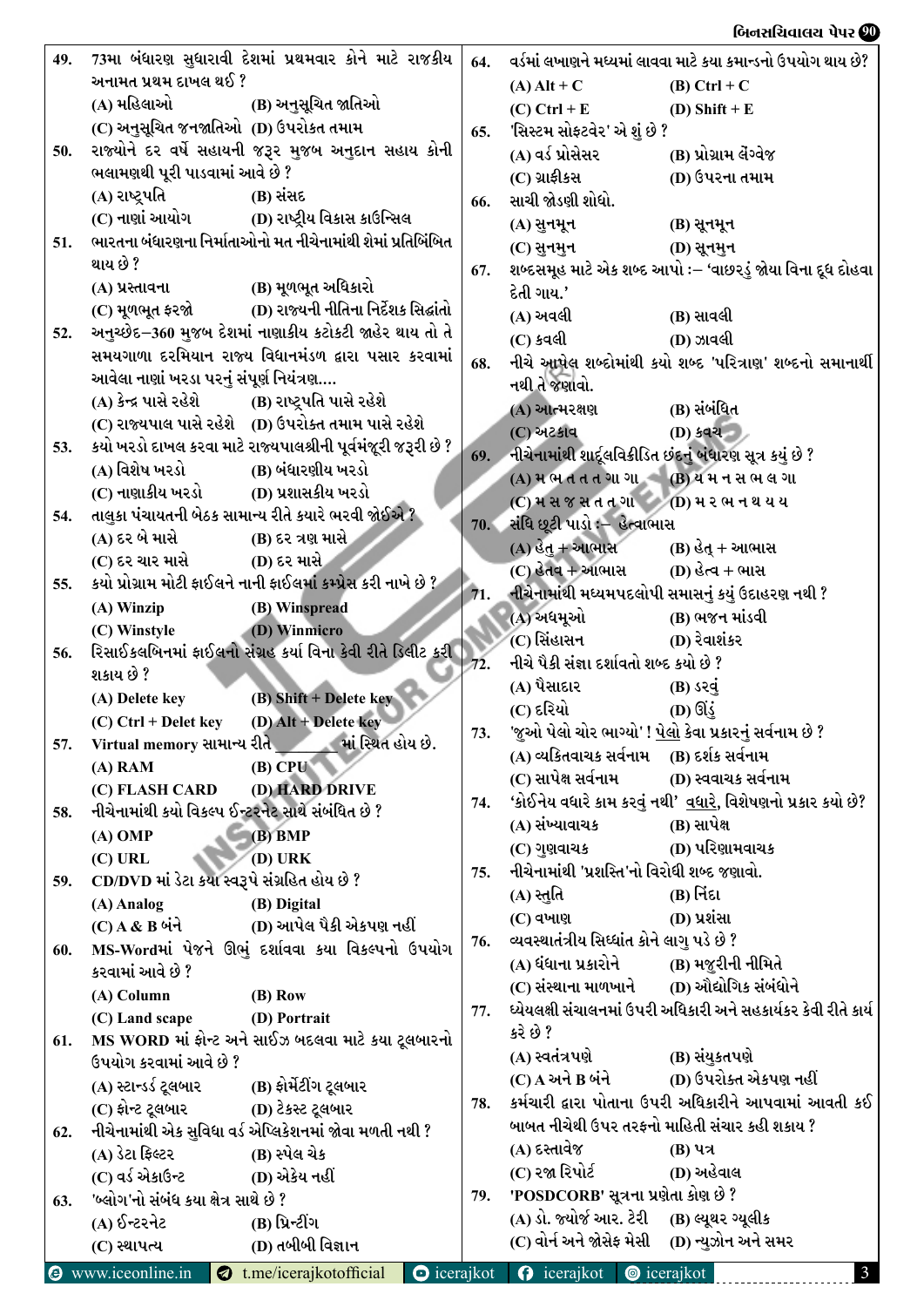49. 73મા બંધારણ સુધારાથી દેશમાં પ્રથમવાર કોને માટે રાજકીય અનામત પ્રથમ દાખલ થઈ ?
(A) મહિલાઓ (B) અનુસૂચિત જાતિઓ
(C) અનુસૂચિત જનજાતિઓ (D) ઉપરોક્ત તમામ

50. રાજ્યોને દર વર્ષે સહાયની જરૂર મુજબ અનુદાન સહાય કોની ભલામણથી પૂરી પાડવામાં આવે છે ?
(A) રાષ્ટ્રપતિ (B) સંસદ
(C) નાણાં આયોગ (D) રાષ્ટ્રીય વિકાસ કાઉન્સિલ

51. ભારતના બંધારણના નિર્માતાઓનો મત નીચેનામાંથી શેમાં પ્રતિબિંબિત થાય છે ?
(A) પ્રસ્તાવના (B) મૂળભૂત અધિકારો
(C) મૂળભૂત ફરજો (D) રાજ્યની નીતિના નિર્દેશક સિદ્ધાંતો

52. અનુચ્છેદ–360 મુજબ દેશમાં નાણાકીય કટોકટી જાહેર થાય તો તે સમયગાળા દરમિયાન રાજ્ય વિધાનમંડળ દ્વારા પસાર કરવામાં આવેલા નાણાં ખરડા પરનું સંપૂર્ણ નિયંત્રણ....
(A) કેન્દ્ર પાસે રહેશે (B) રાષ્ટ્રપતિ પાસે રહેશે
(C) રાજ્યપાલ પાસે રહેશે (D) ઉપરોક્ત તમામ પાસે રહેશે

53. કયો ખરડો દાખલ કરવા માટે રાજ્યપાલશ્રીની પૂર્વમંજૂરી જરૂરી છે ?
(A) વિશેષ ખરડો (B) બંધારણીય ખરડો
(C) નાણાકીય ખરડો (D) પ્રશાસકીય ખરડો

54. તાલુકા પંચાયતની બેઠક સામાન્ય રીતે ક્યારે ભરવી જોઈએ ?
(A) દર બે માસે (B) દર ત્રણ માસે
(C) દર ચાર માસે (D) દર માસે

55. કયો પ્રોગ્રામ મોટી ફાઈલને નાની ફાઈલમાં કમ્પ્રેસ કરી નાખે છે ?
(A) Winzip (B) Winspread
(C) Winstyle (D) Winmicro

56. રિસાઈકલબિનમાં ફાઈલનો સંગ્રહ કર્યા વિના કેવી રીતે ડિલીટ કરી શકાય છે ?
(A) Delete key (B) Shift + Delete key
(C) Ctrl + Delet key (D) Alt + Delete key

57. Virtual memory સામાન્ય રીતે ________ માં સ્થિત હોય છે.
(A) RAM (B) CPU
(C) FLASH CARD (D) HARD DRIVE

58. નીચેનામાંથી કયો વિકલ્પ ઈન્ટરનેટ સાથે સંબંધિત છે ?
(A) OMP (B) BMP
(C) URL (D) URK

59. CD/DVD માં ડેટા કયા સ્વરૂપે સંગ્રહિત હોય છે ?
(A) Analog (B) Digital
(C) A & B બંને (D) આપેલ પૈકી એકપણ નહીં

60. MS-Wordમાં પેજને ઊભું દર્શાવવા કયા વિકલ્પનો ઉપયોગ કરવામાં આવે છે ?
(A) Column (B) Row
(C) Land scape (D) Portrait

61. MS WORD માં ફોન્ટ અને સાઈઝ બદલવા માટે કયા ટૂલબારનો ઉપયોગ કરવામાં આવે છે ?
(A) સ્ટાન્ડર્ડ ટૂલબાર (B) ફોર્મેટીંગ ટૂલબાર
(C) ફોન્ટ ટૂલબાર (D) ટેક્સ્ટ ટૂલબાર

62. નીચેનામાંથી એક સુવિધા વર્ડ એપ્લિકેશનમાં જોવા મળતી નથી ?
(A) ડેટા ફિલ્ટર (B) સ્પેલ ચેક
(C) વર્ડ એકાઉન્ટ (D) એકેય નહીં

63. 'બ્લોગ'નો સંબંધ કયા ક્ષેત્ર સાથે છે ?
(A) ઈન્ટરનેટ (B) પ્રિન્ટીંગ
(C) સ્થાપત્ય (D) તબીબી વિજ્ઞાન

64. વર્ડમાં લખાણને મધ્યમાં લાવવા માટે કયા કમાન્ડનો ઉપયોગ થાય છે?
(A) Alt + C (B) Ctrl + C
(C) Ctrl + E (D) Shift + E

65. 'સિસ્ટમ સોફ્ટવેર' એ શું છે ?
(A) વર્ડ પ્રોસેસર (B) પ્રોગ્રામ લેંગ્વેજ
(C) ગ્રાફીક્સ (D) ઉપરના તમામ

66. સાચી જોડણી શોધો.
(A) સુનમૂન (B) સૂનમૂન
(C) સુનમુન (D) સૂનમુન

67. શબ્દસમૂહ માટે એક શબ્દ આપો :– 'વાછરડું જોયા વિના દૂધ દોહવા દેતી ગાય.'
(A) અવલી (B) સાવલી
(C) કવલી (D) ઝાવલી

68. નીચે આપેલ શબ્દોમાંથી કયો શબ્દ 'પરિત્રાણ' શબ્દનો સમાનાર્થી નથી તે જણાવો.
(A) આત્મરક્ષણ (B) સંબંધિત
(C) અટકાવ (D) કવચ

69. નીચેનામાંથી શાર્દૂલવિક્રીડિત છંદનું બંધારણ સૂત્ર કયું છે ?
(A) મ ભ ત ત ત ગા ગા (B) ય મ ન સ ભ લ ગા
(C) મ સ જ સ ત ત ગા (D) મ ર ભ ન ય ય ય

70. સંધિ છૂટી પાડો :– હેત્વાભાસ
(A) હેત્ + આભાસ (B) હેતુ + આભાસ
(C) હેત્વ + આભાસ (D) હેત્વ + ભાસ

71. નીચેનામાંથી મધ્યમપદલોપી સમાસનું કયું ઉદાહરણ નથી ?
(A) અધમૂઓ (B) ભજન માંડવી
(C) સિંહાસન (D) રેવાશંકર

72. નીચે પૈકી સંજ્ઞા દર્શાવતો શબ્દ કયો છે ?
(A) પૈસાદાર (B) ડરવું
(C) દરિયો (D) ઊંડું

73. 'જુઓ પેલો ચોર ભાગ્યો' ! પેલો કેવા પ્રકારનું સર્વનામ છે ?
(A) વ્યક્તિવાચક સર્વનામ (B) દર્શક સર્વનામ
(C) સાપેક્ષ સર્વનામ (D) સ્વવાચક સર્વનામ

74. 'કોઈનેય વધારે કામ કરવું નથી' વધારે, વિશેષણનો પ્રકાર કયો છે?
(A) સંખ્યાવાચક (B) સાપેક્ષ
(C) ગુણવાચક (D) પરિણામવાચક

75. નીચેનામાંથી 'પ્રશસ્તિ'નો વિરોધી શબ્દ જણાવો.
(A) સ્તુતિ (B) નિંદા
(C) વખાણ (D) પ્રશંસા

76. વ્યવસ્થાતંત્રીય સિધ્ધાંત કોને લાગુ પડે છે ?
(A) ધંધાના પ્રકારોને (B) મજુરીની નીમિતે
(C) સંસ્થાના માળખાને (D) ઔદ્યોગિક સંબંધોને

77. ધ્યેયલક્ષી સંચાલનમાં ઉપરી અધિકારી અને સહકાર્યકર કેવી રીતે કાર્ય કરે છે ?
(A) સ્વતંત્રપણે (B) સંયુક્તપણે
(C) A અને B બંને (D) ઉપરોક્ત એકપણ નહીં

78. કર્મચારી દ્વારા પોતાના ઉપરી અધિકારીને આપવામાં આવતી કઈ બાબત નીચેથી ઉપર તરફનો માહિતી સંચાર કહી શકાય ?
(A) દસ્તાવેજ (B) પત્ર
(C) રજા રિપોર્ટ (D) અહેવાલ

79. 'POSDCORB' સૂત્રના પ્રણેતા કોણ છે ?
(A) ડો. જ્યોર્જ આર. ટેરી (B) લ્યૂથર ગ્યૂલીક
(C) વોર્ન અને જોસેફ મેસી (D) ન્યુઝોન અને સમર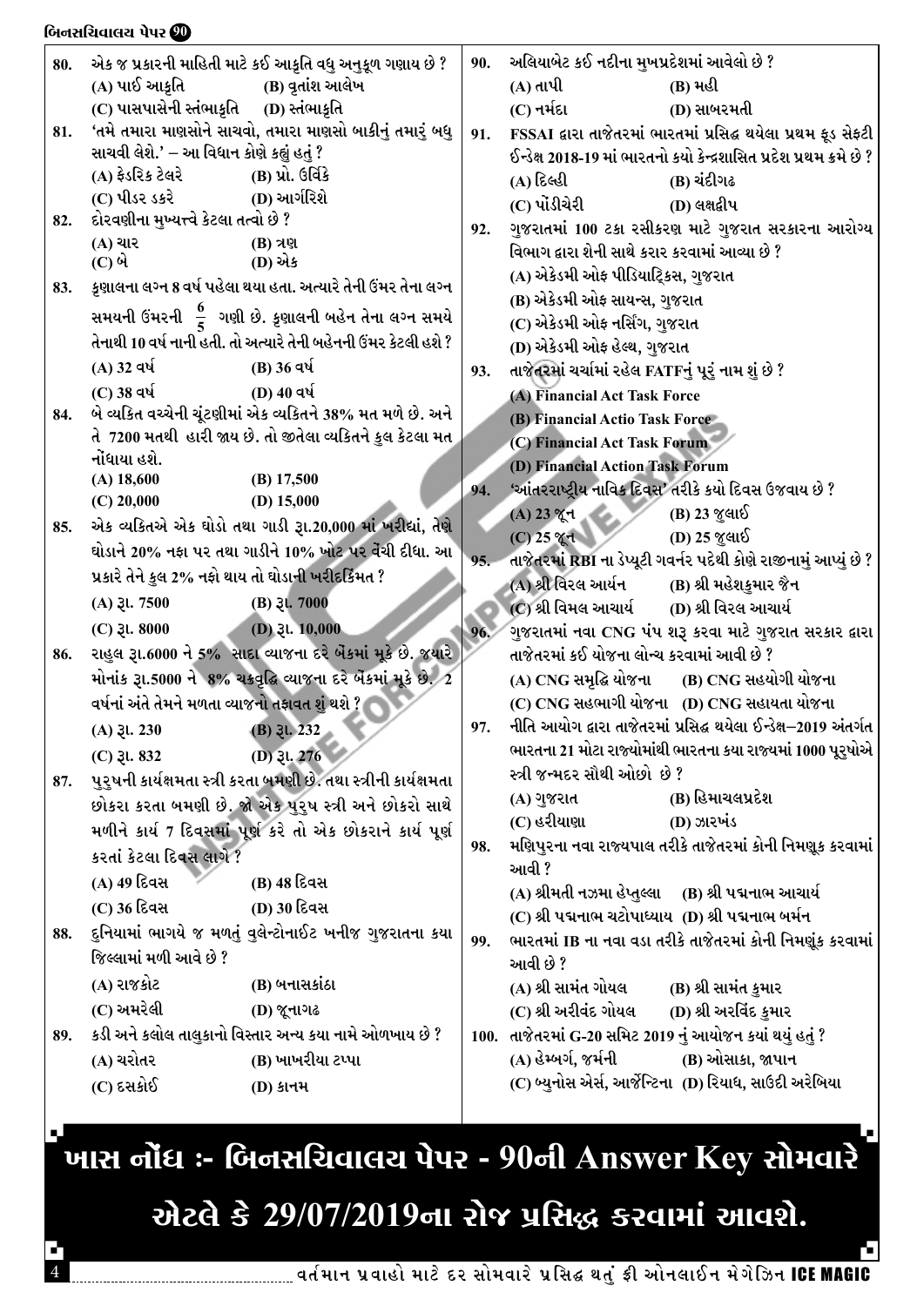80. એક જ પ્રકારની માહિતી માટે કઈ આકૃતિ વધુ અનુકૂળ ગણાય છે ?
(A) પાઈ આકૃતિ (B) વૃતાંશ આલેખ
(C) પાસપાસેની સ્તંભાકૃતિ (D) સ્તંભાકૃતિ

81. 'તમે તમારા માણસોને સાચવો, તમારા માણસો બાકીનું તમારું બધુ સાચવી લેશે.' – આ વિધાન કોણે કહ્યું હતું ?
(A) ફેડરિક ટેલરે (B) પ્રો. ઉર્વિકે
(C) પીટર ડકરે (D) આર્ગરિશે

82. દોરવણીના મુખ્યત્વે કેટલા તત્વો છે ?
(A) ચાર (B) ત્રણ
(C) બે (D) એક

83. કૃણાલના લગ્ન 8 વર્ષ પહેલા થયા હતા. અત્યારે તેની ઉંમર તેના લગ્ન સમયની ઉંમરની $\frac{6}{5}$ ગણી છે. કૃણાલની બહેન તેના લગ્ન સમયે તેનાથી 10 વર્ષ નાની હતી. તો અત્યારે તેની બહેનની ઉંમર કેટલી હશે ?
(A) 32 વર્ષ (B) 36 વર્ષ
(C) 38 વર્ષ (D) 40 વર્ષ

84. બે વ્યક્તિ વચ્ચેની ચૂંટણીમાં એક વ્યક્તિને 38% મત મળે છે. અને તે 7200 મતથી હારી જાય છે. તો જીતેલા વ્યક્તિને કુલ કેટલા મત નોંધાયા હશે.
(A) 18,600 (B) 17,500
(C) 20,000 (D) 15,000

85. એક વ્યક્તિએ એક ઘોડો તથા ગાડી રૂ.20,000 માં ખરીદ્યાં, તેણે ઘોડાને 20% નફા પર તથા ગાડીને 10% ખોટ પર વેંચી દીધા. આ પ્રકારે તેને કુલ 2% નફો થાય તો ઘોડાની ખરીદકિંમત ?
(A) રૂ. 7500 (B) રૂ. 7000
(C) રૂ. 8000 (D) રૂ. 10,000

86. રાહુલ રૂ.6000 ને 5% સાદા વ્યાજના દરે બેંકમાં મૂકે છે. જ્યારે મોનાંક રૂ.5000 ને 8% ચક્રવૃદ્ધિ વ્યાજના દરે બેંકમાં મૂકે છે. 2 વર્ષનાં અંતે તેમને મળતા વ્યાજનો તફાવત શું થશે ?
(A) રૂ. 230 (B) રૂ. 232
(C) રૂ. 832 (D) રૂ. 276

87. પુરુષની કાર્યક્ષમતા સ્ત્રી કરતા બમણી છે. તથા સ્ત્રીની કાર્યક્ષમતા છોકરા કરતા બમણી છે. જો એક પુરુષ સ્ત્રી અને છોકરો સાથે મળીને કાર્ય 7 દિવસમાં પૂર્ણ કરે તો એક છોકરાને કાર્ય પૂર્ણ કરતાં કેટલા દિવસ લાગે ?
(A) 49 દિવસ (B) 48 દિવસ
(C) 36 દિવસ (D) 30 દિવસ

88. દુનિયામાં ભાગયે જ મળતું વુલેન્ટોનાઈટ ખનીજ ગુજરાતના કયા જિલ્લામાં મળી આવે છે ?
(A) રાજકોટ (B) બનાસકાંઠા
(C) અમરેલી (D) જૂનાગઢ

89. કડી અને કલોલ તાલુકાનો વિસ્તાર અન્ય કયા નામે ઓળખાય છે ?
(A) ચરોતર (B) ખાખરીયા ટપ્પા
(C) દસકોઈ (D) કાનમ

90. અલિયાબેટ કઈ નદીના મુખપ્રદેશમાં આવેલો છે ?
(A) તાપી (B) મહી
(C) નર્મદા (D) સાબરમતી

91. FSSAI દ્વારા તાજેતરમાં ભારતમાં પ્રસિદ્ધ થયેલા પ્રથમ ફૂડ સેફ્ટી ઈન્ડેક્ષ 2018-19 માં ભારતનો કયો કેન્દ્રશાસિત પ્રદેશ પ્રથમ ક્રમે છે ?
(A) દિલ્હી (B) ચંદીગઢ
(C) પોંડીચેરી (D) લક્ષદ્વીપ

92. ગુજરાતમાં 100 ટકા રસીકરણ માટે ગુજરાત સરકારના આરોગ્ય વિભાગ દ્વારા શેની સાથે કરાર કરવામાં આવ્યા છે ?
(A) એકેડમી ઓફ પીડિયાટ્રિક્સ, ગુજરાત
(B) એકેડમી ઓફ સાયન્સ, ગુજરાત
(C) એકેડમી ઓફ નર્સિંગ, ગુજરાત
(D) એકેડમી ઓફ હેલ્થ, ગુજરાત

93. તાજેતરમાં ચર્ચામાં રહેલ FATFનું પૂરું નામ શું છે ?
(A) Financial Act Task Force
(B) Financial Actio Task Force
(C) Financial Act Task Forum
(D) Financial Action Task Forum

94. 'આંતરરાષ્ટ્રીય નાવિક દિવસ' તરીકે કયો દિવસ ઉજવાય છે ?
(A) 23 જૂન (B) 23 જુલાઈ
(C) 25 જૂન (D) 25 જુલાઈ

95. તાજેતરમાં RBI ના ડેપ્યૂટી ગવર્નર પદેથી કોણે રાજીનામું આપ્યું છે ?
(A) શ્રી વિરલ આર્યન (B) શ્રી મહેશકુમાર જૈન
(C) શ્રી વિમલ આચાર્ય (D) શ્રી વિરલ આચાર્ય

96. ગુજરાતમાં નવા CNG પંપ શરૂ કરવા માટે ગુજરાત સરકાર દ્વારા તાજેતરમાં કઈ યોજના લોન્ચ કરવામાં આવી છે ?
(A) CNG સમૃદ્ધિ યોજના (B) CNG સહયોગી યોજના
(C) CNG સહભાગી યોજના (D) CNG સહાયતા યોજના

97. નીતિ આયોગ દ્વારા તાજેતરમાં પ્રસિદ્ધ થયેલા ઈન્ડેક્ષ–2019 અંતર્ગત ભારતના 21 મોટા રાજ્યોમાંથી ભારતના કયા રાજ્યમાં 1000 પૂરૂષોએ સ્ત્રી જન્મદર સૌથી ઓછો છે ?
(A) ગુજરાત (B) હિમાચલપ્રદેશ
(C) હરીયાણા (D) ઝારખંડ

98. મણિપુરના નવા રાજ્યપાલ તરીકે તાજેતરમાં કોની નિમણૂક કરવામાં આવી ?
(A) શ્રીમતી નઝમા હેપ્તુલ્લા (B) શ્રી પદ્મનાભ આચાર્ય
(C) શ્રી પદ્મનાભ ચટોપાધ્યાય (D) શ્રી પદ્મનાભ બર્મન

99. ભારતમાં IB ના નવા વડા તરીકે તાજેતરમાં કોની નિમણૂંક કરવામાં આવી છે ?
(A) શ્રી સામંત ગોયલ (B) શ્રી સામંત કુમાર
(C) શ્રી અરીવંદ ગોયલ (D) શ્રી અરવિંદ કુમાર

100. તાજેતરમાં G-20 સમિટ 2019 નું આયોજન કયાં થયું હતું ?
(A) હેમ્બર્ગ, જર્મની (B) ઓસાકા, જાપાન
(C) બ્યુનોસ એર્સ, આર્જેન્ટિના (D) રિયાધ, સાઉદી અરેબિયા

**ખાસ નોંધ :- બિનસચિવાલય પેપર - 90ની Answer Key સોમવારે એટલે કે 29/07/2019ના રોજ પ્રસિદ્ધ કરવામાં આવશે.**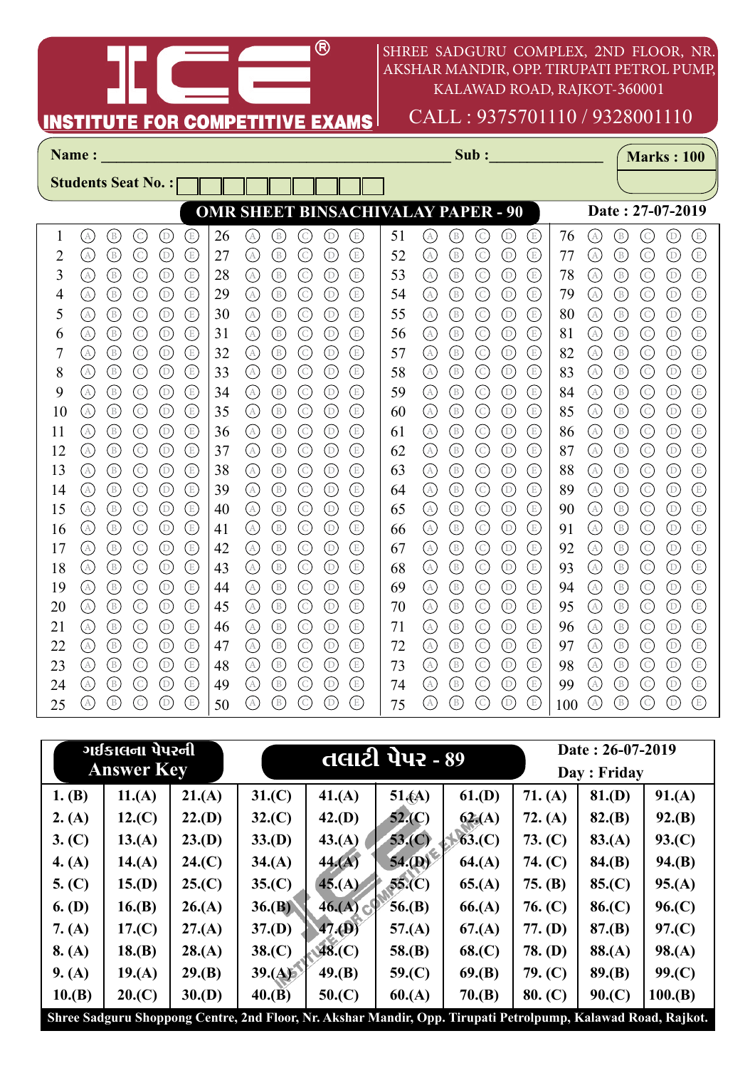# ICE® INSTITUTE FOR COMPETITIVE EXAMS

SHREE SADGURU COMPLEX, 2ND FLOOR, NR. AKSHAR MANDIR, OPP. TIRUPATI PETROL PUMP, KALAWAD ROAD, RAJKOT-360001

CALL : 9375701110 / 9328001110

**Name :** ______________________ **Sub :** ______________ **Marks : 100**

**Students Seat No. :** ☐☐☐☐☐☐☐☐☐☐

## OMR SHEET BINSACHIVALAY PAPER - 90

**Date : 27-07-2019**

| | | | | | | | | | | | | | | | | | | | | | | |
|---|---|---|---|---|---|---|---|---|---|---|---|---|---|---|---|---|---|---|---|---|---|---|---|
| 1 | Ⓐ | Ⓑ | Ⓒ | Ⓓ | Ⓔ | 26 | Ⓐ | Ⓑ | Ⓒ | Ⓓ | Ⓔ | 51 | Ⓐ | Ⓑ | Ⓒ | Ⓓ | Ⓔ | 76 | Ⓐ | Ⓑ | Ⓒ | Ⓓ | Ⓔ |
| 2 | Ⓐ | Ⓑ | Ⓒ | Ⓓ | Ⓔ | 27 | Ⓐ | Ⓑ | Ⓒ | Ⓓ | Ⓔ | 52 | Ⓐ | Ⓑ | Ⓒ | Ⓓ | Ⓔ | 77 | Ⓐ | Ⓑ | Ⓒ | Ⓓ | Ⓔ |
| 3 | Ⓐ | Ⓑ | Ⓒ | Ⓓ | Ⓔ | 28 | Ⓐ | Ⓑ | Ⓒ | Ⓓ | Ⓔ | 53 | Ⓐ | Ⓑ | Ⓒ | Ⓓ | Ⓔ | 78 | Ⓐ | Ⓑ | Ⓒ | Ⓓ | Ⓔ |
| 4 | Ⓐ | Ⓑ | Ⓒ | Ⓓ | Ⓔ | 29 | Ⓐ | Ⓑ | Ⓒ | Ⓓ | Ⓔ | 54 | Ⓐ | Ⓑ | Ⓒ | Ⓓ | Ⓔ | 79 | Ⓐ | Ⓑ | Ⓒ | Ⓓ | Ⓔ |
| 5 | Ⓐ | Ⓑ | Ⓒ | Ⓓ | Ⓔ | 30 | Ⓐ | Ⓑ | Ⓒ | Ⓓ | Ⓔ | 55 | Ⓐ | Ⓑ | Ⓒ | Ⓓ | Ⓔ | 80 | Ⓐ | Ⓑ | Ⓒ | Ⓓ | Ⓔ |
| 6 | Ⓐ | Ⓑ | Ⓒ | Ⓓ | Ⓔ | 31 | Ⓐ | Ⓑ | Ⓒ | Ⓓ | Ⓔ | 56 | Ⓐ | Ⓑ | Ⓒ | Ⓓ | Ⓔ | 81 | Ⓐ | Ⓑ | Ⓒ | Ⓓ | Ⓔ |
| 7 | Ⓐ | Ⓑ | Ⓒ | Ⓓ | Ⓔ | 32 | Ⓐ | Ⓑ | Ⓒ | Ⓓ | Ⓔ | 57 | Ⓐ | Ⓑ | Ⓒ | Ⓓ | Ⓔ | 82 | Ⓐ | Ⓑ | Ⓒ | Ⓓ | Ⓔ |
| 8 | Ⓐ | Ⓑ | Ⓒ | Ⓓ | Ⓔ | 33 | Ⓐ | Ⓑ | Ⓒ | Ⓓ | Ⓔ | 58 | Ⓐ | Ⓑ | Ⓒ | Ⓓ | Ⓔ | 83 | Ⓐ | Ⓑ | Ⓒ | Ⓓ | Ⓔ |
| 9 | Ⓐ | Ⓑ | Ⓒ | Ⓓ | Ⓔ | 34 | Ⓐ | Ⓑ | Ⓒ | Ⓓ | Ⓔ | 59 | Ⓐ | Ⓑ | Ⓒ | Ⓓ | Ⓔ | 84 | Ⓐ | Ⓑ | Ⓒ | Ⓓ | Ⓔ |
| 10 | Ⓐ | Ⓑ | Ⓒ | Ⓓ | Ⓔ | 35 | Ⓐ | Ⓑ | Ⓒ | Ⓓ | Ⓔ | 60 | Ⓐ | Ⓑ | Ⓒ | Ⓓ | Ⓔ | 85 | Ⓐ | Ⓑ | Ⓒ | Ⓓ | Ⓔ |
| 11 | Ⓐ | Ⓑ | Ⓒ | Ⓓ | Ⓔ | 36 | Ⓐ | Ⓑ | Ⓒ | Ⓓ | Ⓔ | 61 | Ⓐ | Ⓑ | Ⓒ | Ⓓ | Ⓔ | 86 | Ⓐ | Ⓑ | Ⓒ | Ⓓ | Ⓔ |
| 12 | Ⓐ | Ⓑ | Ⓒ | Ⓓ | Ⓔ | 37 | Ⓐ | Ⓑ | Ⓒ | Ⓓ | Ⓔ | 62 | Ⓐ | Ⓑ | Ⓒ | Ⓓ | Ⓔ | 87 | Ⓐ | Ⓑ | Ⓒ | Ⓓ | Ⓔ |
| 13 | Ⓐ | Ⓑ | Ⓒ | Ⓓ | Ⓔ | 38 | Ⓐ | Ⓑ | Ⓒ | Ⓓ | Ⓔ | 63 | Ⓐ | Ⓑ | Ⓒ | Ⓓ | Ⓔ | 88 | Ⓐ | Ⓑ | Ⓒ | Ⓓ | Ⓔ |
| 14 | Ⓐ | Ⓑ | Ⓒ | Ⓓ | Ⓔ | 39 | Ⓐ | Ⓑ | Ⓒ | Ⓓ | Ⓔ | 64 | Ⓐ | Ⓑ | Ⓒ | Ⓓ | Ⓔ | 89 | Ⓐ | Ⓑ | Ⓒ | Ⓓ | Ⓔ |
| 15 | Ⓐ | Ⓑ | Ⓒ | Ⓓ | Ⓔ | 40 | Ⓐ | Ⓑ | Ⓒ | Ⓓ | Ⓔ | 65 | Ⓐ | Ⓑ | Ⓒ | Ⓓ | Ⓔ | 90 | Ⓐ | Ⓑ | Ⓒ | Ⓓ | Ⓔ |
| 16 | Ⓐ | Ⓑ | Ⓒ | Ⓓ | Ⓔ | 41 | Ⓐ | Ⓑ | Ⓒ | Ⓓ | Ⓔ | 66 | Ⓐ | Ⓑ | Ⓒ | Ⓓ | Ⓔ | 91 | Ⓐ | Ⓑ | Ⓒ | Ⓓ | Ⓔ |
| 17 | Ⓐ | Ⓑ | Ⓒ | Ⓓ | Ⓔ | 42 | Ⓐ | Ⓑ | Ⓒ | Ⓓ | Ⓔ | 67 | Ⓐ | Ⓑ | Ⓒ | Ⓓ | Ⓔ | 92 | Ⓐ | Ⓑ | Ⓒ | Ⓓ | Ⓔ |
| 18 | Ⓐ | Ⓑ | Ⓒ | Ⓓ | Ⓔ | 43 | Ⓐ | Ⓑ | Ⓒ | Ⓓ | Ⓔ | 68 | Ⓐ | Ⓑ | Ⓒ | Ⓓ | Ⓔ | 93 | Ⓐ | Ⓑ | Ⓒ | Ⓓ | Ⓔ |
| 19 | Ⓐ | Ⓑ | Ⓒ | Ⓓ | Ⓔ | 44 | Ⓐ | Ⓑ | Ⓒ | Ⓓ | Ⓔ | 69 | Ⓐ | Ⓑ | Ⓒ | Ⓓ | Ⓔ | 94 | Ⓐ | Ⓑ | Ⓒ | Ⓓ | Ⓔ |
| 20 | Ⓐ | Ⓑ | Ⓒ | Ⓓ | Ⓔ | 45 | Ⓐ | Ⓑ | Ⓒ | Ⓓ | Ⓔ | 70 | Ⓐ | Ⓑ | Ⓒ | Ⓓ | Ⓔ | 95 | Ⓐ | Ⓑ | Ⓒ | Ⓓ | Ⓔ |
| 21 | Ⓐ | Ⓑ | Ⓒ | Ⓓ | Ⓔ | 46 | Ⓐ | Ⓑ | Ⓒ | Ⓓ | Ⓔ | 71 | Ⓐ | Ⓑ | Ⓒ | Ⓓ | Ⓔ | 96 | Ⓐ | Ⓑ | Ⓒ | Ⓓ | Ⓔ |
| 22 | Ⓐ | Ⓑ | Ⓒ | Ⓓ | Ⓔ | 47 | Ⓐ | Ⓑ | Ⓒ | Ⓓ | Ⓔ | 72 | Ⓐ | Ⓑ | Ⓒ | Ⓓ | Ⓔ | 97 | Ⓐ | Ⓑ | Ⓒ | Ⓓ | Ⓔ |
| 23 | Ⓐ | Ⓑ | Ⓒ | Ⓓ | Ⓔ | 48 | Ⓐ | Ⓑ | Ⓒ | Ⓓ | Ⓔ | 73 | Ⓐ | Ⓑ | Ⓒ | Ⓓ | Ⓔ | 98 | Ⓐ | Ⓑ | Ⓒ | Ⓓ | Ⓔ |
| 24 | Ⓐ | Ⓑ | Ⓒ | Ⓓ | Ⓔ | 49 | Ⓐ | Ⓑ | Ⓒ | Ⓓ | Ⓔ | 74 | Ⓐ | Ⓑ | Ⓒ | Ⓓ | Ⓔ | 99 | Ⓐ | Ⓑ | Ⓒ | Ⓓ | Ⓔ |
| 25 | Ⓐ | Ⓑ | Ⓒ | Ⓓ | Ⓔ | 50 | Ⓐ | Ⓑ | Ⓒ | Ⓓ | Ⓔ | 75 | Ⓐ | Ⓑ | Ⓒ | Ⓓ | Ⓔ | 100 | Ⓐ | Ⓑ | Ⓒ | Ⓓ | Ⓔ |

## ગઈકાલના પેપરની Answer Key — તલાટી પેપર - 89

**Date : 26-07-2019**
**Day : Friday**

| | | | | | | | | | |
|---|---|---|---|---|---|---|---|---|---|
| 1. (B) | 11.(A) | 21.(A) | 31.(C) | 41.(A) | 51.(A) | 61.(D) | 71. (A) | 81.(D) | 91.(A) |
| 2. (A) | 12.(C) | 22.(D) | 32.(C) | 42.(D) | 52.(C) | 62.(A) | 72. (A) | 82.(B) | 92.(B) |
| 3. (C) | 13.(A) | 23.(D) | 33.(D) | 43.(A) | 53.(C) | 63.(C) | 73. (C) | 83.(A) | 93.(C) |
| 4. (A) | 14.(A) | 24.(C) | 34.(A) | 44.(A) | 54.(D) | 64.(A) | 74. (C) | 84.(B) | 94.(B) |
| 5. (C) | 15.(D) | 25.(C) | 35.(C) | 45.(A) | 55.(C) | 65.(A) | 75. (B) | 85.(C) | 95.(A) |
| 6. (D) | 16.(B) | 26.(A) | 36.(B) | 46.(A) | 56.(B) | 66.(A) | 76. (C) | 86.(C) | 96.(C) |
| 7. (A) | 17.(C) | 27.(A) | 37.(D) | 47.(D) | 57.(A) | 67.(A) | 77. (D) | 87.(B) | 97.(C) |
| 8. (A) | 18.(B) | 28.(A) | 38.(C) | 48.(C) | 58.(B) | 68.(C) | 78. (D) | 88.(A) | 98.(A) |
| 9. (A) | 19.(A) | 29.(B) | 39.(A) | 49.(B) | 59.(C) | 69.(B) | 79. (C) | 89.(B) | 99.(C) |
| 10.(B) | 20.(C) | 30.(D) | 40.(B) | 50.(C) | 60.(A) | 70.(B) | 80. (C) | 90.(C) | 100.(B) |

Shree Sadguru Shoppong Centre, 2nd Floor, Nr. Akshar Mandir, Opp. Tirupati Petrolpump, Kalawad Road, Rajkot.